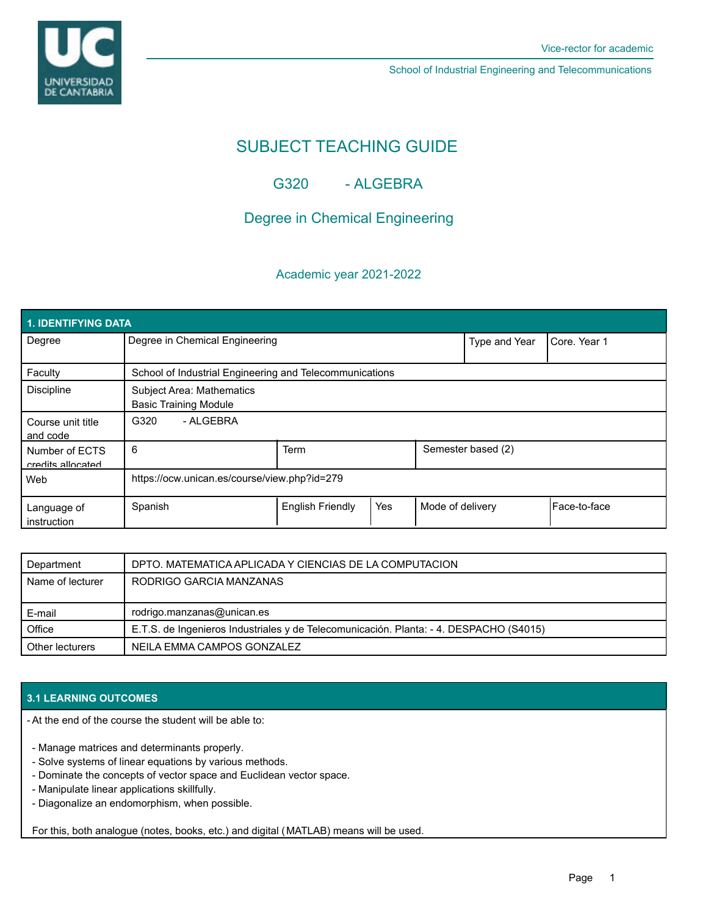Vice-rector for academic

School of Industrial Engineering and Telecommunications

# SUBJECT TEACHING GUIDE

## G320 - ALGEBRA

## Degree in Chemical Engineering

### Academic year 2021-2022

| 1. IDENTIFYING DATA | | | | | |
|---|---|---|---|---|---|
| Degree | Degree in Chemical Engineering | | | Type and Year | Core. Year 1 |
| Faculty | School of Industrial Engineering and Telecommunications | | | | |
| Discipline | Subject Area: Mathematics<br>Basic Training Module | | | | |
| Course unit title and code | G320 - ALGEBRA | | | | |
| Number of ECTS credits allocated | 6 | Term | | Semester based (2) | |
| Web | https://ocw.unican.es/course/view.php?id=279 | | | | |
| Language of instruction | Spanish | English Friendly | Yes | Mode of delivery | Face-to-face |

| Department | DPTO. MATEMATICA APLICADA Y CIENCIAS DE LA COMPUTACION |
|---|---|
| Name of lecturer | RODRIGO GARCIA MANZANAS |
| E-mail | rodrigo.manzanas@unican.es |
| Office | E.T.S. de Ingenieros Industriales y de Telecomunicación. Planta: - 4. DESPACHO (S4015) |
| Other lecturers | NEILA EMMA CAMPOS GONZALEZ |

### 3.1 LEARNING OUTCOMES

- At the end of the course the student will be able to:

  - Manage matrices and determinants properly.
  - Solve systems of linear equations by various methods.
  - Dominate the concepts of vector space and Euclidean vector space.
  - Manipulate linear applications skillfully.
  - Diagonalize an endomorphism, when possible.

For this, both analogue (notes, books, etc.) and digital (MATLAB) means will be used.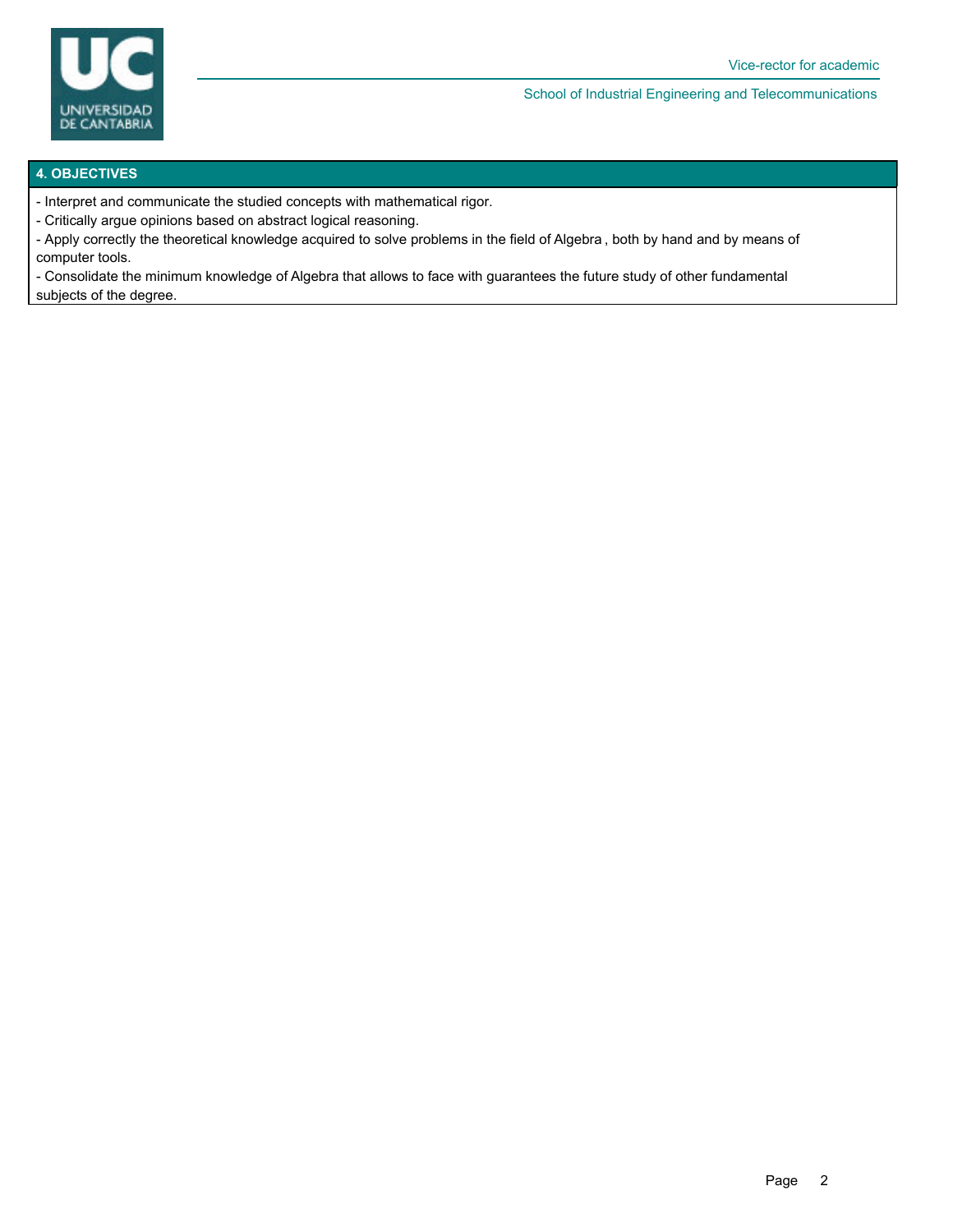## 4. OBJECTIVES

- Interpret and communicate the studied concepts with mathematical rigor.
- Critically argue opinions based on abstract logical reasoning.
- Apply correctly the theoretical knowledge acquired to solve problems in the field of Algebra , both by hand and by means of computer tools.
- Consolidate the minimum knowledge of Algebra that allows to face with guarantees the future study of other fundamental subjects of the degree.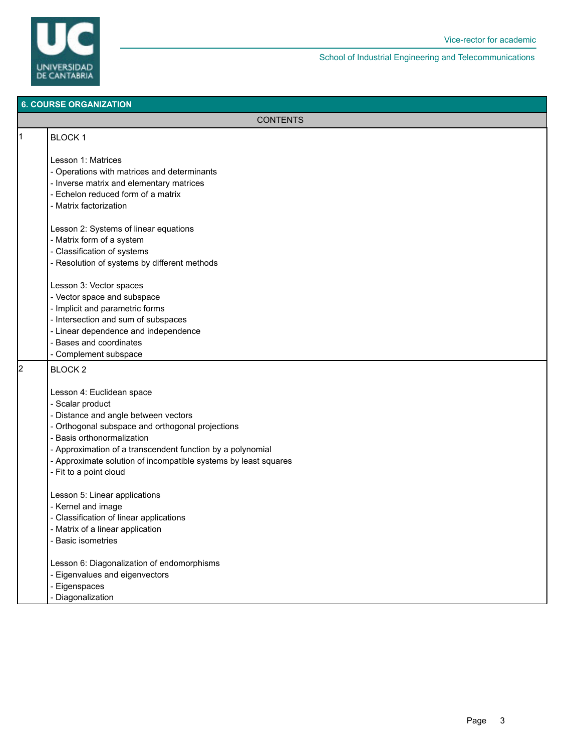## 6. COURSE ORGANIZATION

| | CONTENTS |
|---|---|
| 1 | BLOCK 1<br><br>Lesson 1: Matrices<br>- Operations with matrices and determinants<br>- Inverse matrix and elementary matrices<br>- Echelon reduced form of a matrix<br>- Matrix factorization<br><br>Lesson 2: Systems of linear equations<br>- Matrix form of a system<br>- Classification of systems<br>- Resolution of systems by different methods<br><br>Lesson 3: Vector spaces<br>- Vector space and subspace<br>- Implicit and parametric forms<br>- Intersection and sum of subspaces<br>- Linear dependence and independence<br>- Bases and coordinates<br>- Complement subspace |
| 2 | BLOCK 2<br><br>Lesson 4: Euclidean space<br>- Scalar product<br>- Distance and angle between vectors<br>- Orthogonal subspace and orthogonal projections<br>- Basis orthonormalization<br>- Approximation of a transcendent function by a polynomial<br>- Approximate solution of incompatible systems by least squares<br>- Fit to a point cloud<br><br>Lesson 5: Linear applications<br>- Kernel and image<br>- Classification of linear applications<br>- Matrix of a linear application<br>- Basic isometries<br><br>Lesson 6: Diagonalization of endomorphisms<br>- Eigenvalues and eigenvectors<br>- Eigenspaces<br>- Diagonalization |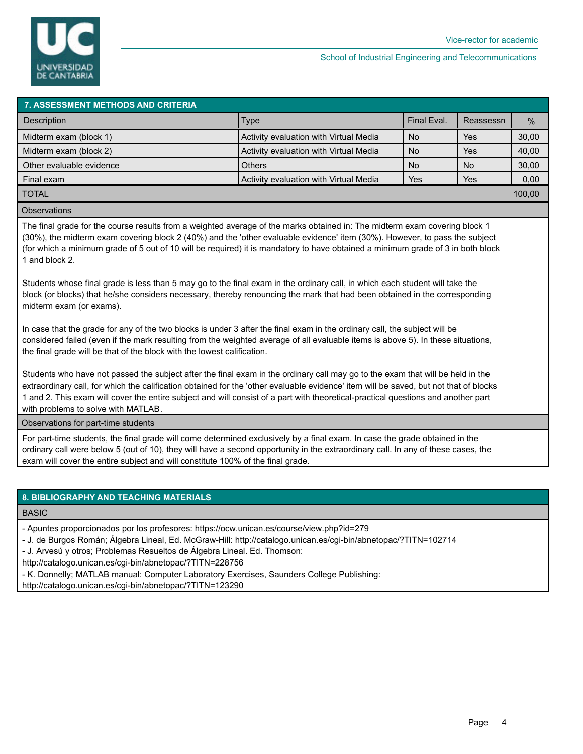## 7. ASSESSMENT METHODS AND CRITERIA

| Description | Type | Final Eval. | Reassessn | % |
|---|---|---|---|---|
| Midterm exam (block 1) | Activity evaluation with Virtual Media | No | Yes | 30,00 |
| Midterm exam (block 2) | Activity evaluation with Virtual Media | No | Yes | 40,00 |
| Other evaluable evidence | Others | No | No | 30,00 |
| Final exam | Activity evaluation with Virtual Media | Yes | Yes | 0,00 |
| TOTAL | | | | 100,00 |

**Observations**

The final grade for the course results from a weighted average of the marks obtained in: The midterm exam covering block 1 (30%), the midterm exam covering block 2 (40%) and the 'other evaluable evidence' item (30%). However, to pass the subject (for which a minimum grade of 5 out of 10 will be required) it is mandatory to have obtained a minimum grade of 3 in both block 1 and block 2.

Students whose final grade is less than 5 may go to the final exam in the ordinary call, in which each student will take the block (or blocks) that he/she considers necessary, thereby renouncing the mark that had been obtained in the corresponding midterm exam (or exams).

In case that the grade for any of the two blocks is under 3 after the final exam in the ordinary call, the subject will be considered failed (even if the mark resulting from the weighted average of all evaluable items is above 5). In these situations, the final grade will be that of the block with the lowest calification.

Students who have not passed the subject after the final exam in the ordinary call may go to the exam that will be held in the extraordinary call, for which the calification obtained for the 'other evaluable evidence' item will be saved, but not that of blocks 1 and 2. This exam will cover the entire subject and will consist of a part with theoretical-practical questions and another part with problems to solve with MATLAB.

**Observations for part-time students**

For part-time students, the final grade will come determined exclusively by a final exam. In case the grade obtained in the ordinary call were below 5 (out of 10), they will have a second opportunity in the extraordinary call. In any of these cases, the exam will cover the entire subject and will constitute 100% of the final grade.

## 8. BIBLIOGRAPHY AND TEACHING MATERIALS

**BASIC**

- Apuntes proporcionados por los profesores: https://ocw.unican.es/course/view.php?id=279
- J. de Burgos Román; Álgebra Lineal, Ed. McGraw-Hill: http://catalogo.unican.es/cgi-bin/abnetopac/?TITN=102714
- J. Arvesú y otros; Problemas Resueltos de Álgebra Lineal. Ed. Thomson: http://catalogo.unican.es/cgi-bin/abnetopac/?TITN=228756
- K. Donnelly; MATLAB manual: Computer Laboratory Exercises, Saunders College Publishing: http://catalogo.unican.es/cgi-bin/abnetopac/?TITN=123290